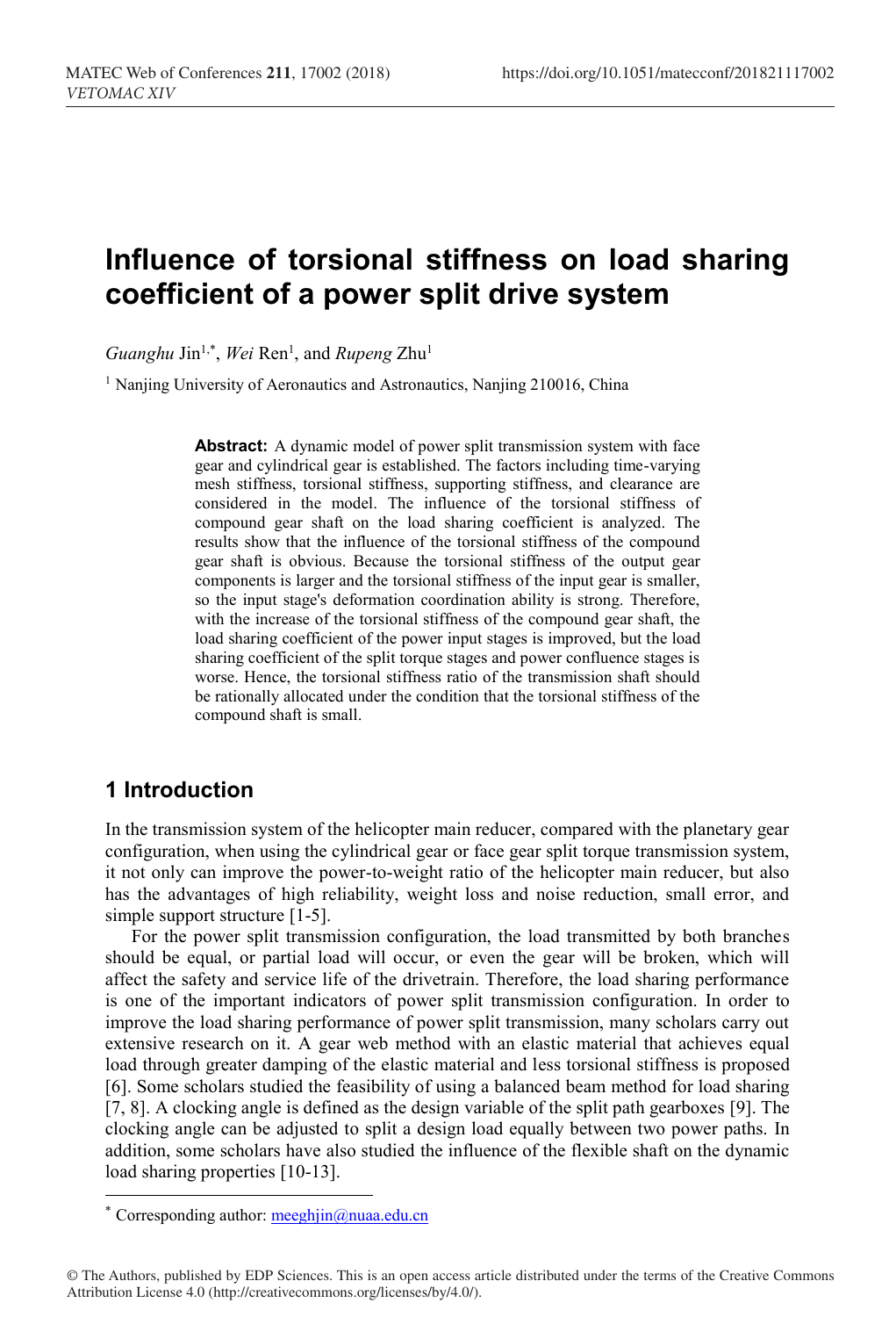# Influence of torsional stiffness on load sharing coefficient of a power split drive system

*Guanghu* Jin[1,*], *Wei* Ren[1], and *Rupeng* Zhu[1]

[1] Nanjing University of Aeronautics and Astronautics, Nanjing 210016, China

**Abstract:** A dynamic model of power split transmission system with face gear and cylindrical gear is established. The factors including time-varying mesh stiffness, torsional stiffness, supporting stiffness, and clearance are considered in the model. The influence of the torsional stiffness of compound gear shaft on the load sharing coefficient is analyzed. The results show that the influence of the torsional stiffness of the compound gear shaft is obvious. Because the torsional stiffness of the output gear components is larger and the torsional stiffness of the input gear is smaller, so the input stage's deformation coordination ability is strong. Therefore, with the increase of the torsional stiffness of the compound gear shaft, the load sharing coefficient of the power input stages is improved, but the load sharing coefficient of the split torque stages and power confluence stages is worse. Hence, the torsional stiffness ratio of the transmission shaft should be rationally allocated under the condition that the torsional stiffness of the compound shaft is small.

## 1 Introduction

In the transmission system of the helicopter main reducer, compared with the planetary gear configuration, when using the cylindrical gear or face gear split torque transmission system, it not only can improve the power-to-weight ratio of the helicopter main reducer, but also has the advantages of high reliability, weight loss and noise reduction, small error, and simple support structure [1-5].

For the power split transmission configuration, the load transmitted by both branches should be equal, or partial load will occur, or even the gear will be broken, which will affect the safety and service life of the drivetrain. Therefore, the load sharing performance is one of the important indicators of power split transmission configuration. In order to improve the load sharing performance of power split transmission, many scholars carry out extensive research on it. A gear web method with an elastic material that achieves equal load through greater damping of the elastic material and less torsional stiffness is proposed [6]. Some scholars studied the feasibility of using a balanced beam method for load sharing [7, 8]. A clocking angle is defined as the design variable of the split path gearboxes [9]. The clocking angle can be adjusted to split a design load equally between two power paths. In addition, some scholars have also studied the influence of the flexible shaft on the dynamic load sharing properties [10-13].

* Corresponding author: meeghjin@nuaa.edu.cn

© The Authors, published by EDP Sciences. This is an open access article distributed under the terms of the Creative Commons Attribution License 4.0 (http://creativecommons.org/licenses/by/4.0/).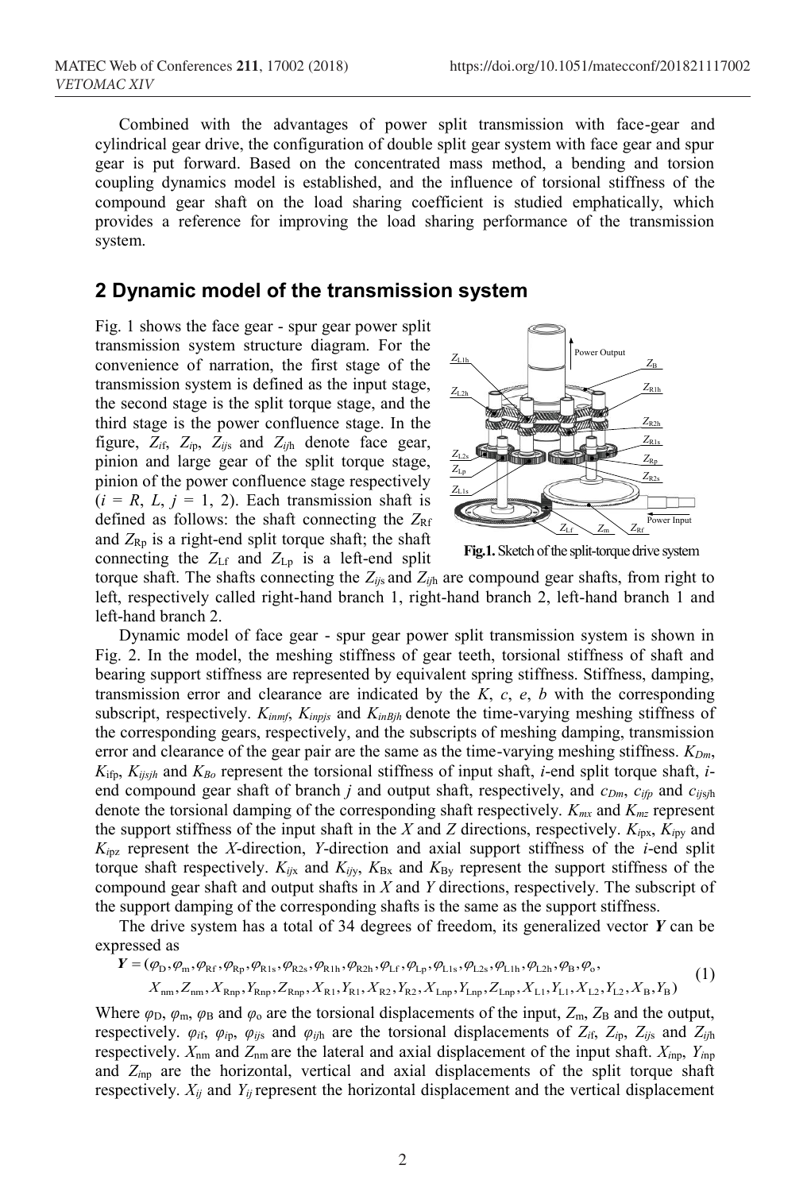Combined with the advantages of power split transmission with face-gear and cylindrical gear drive, the configuration of double split gear system with face gear and spur gear is put forward. Based on the concentrated mass method, a bending and torsion coupling dynamics model is established, and the influence of torsional stiffness of the compound gear shaft on the load sharing coefficient is studied emphatically, which provides a reference for improving the load sharing performance of the transmission system.

## 2 Dynamic model of the transmission system

Fig. 1 shows the face gear - spur gear power split transmission system structure diagram. For the convenience of narration, the first stage of the transmission system is defined as the input stage, the second stage is the split torque stage, and the third stage is the power confluence stage. In the figure, $Z_{if}$, $Z_{ip}$, $Z_{ijs}$ and $Z_{ijh}$ denote face gear, pinion and large gear of the split torque stage, pinion of the power confluence stage respectively ($i$ = $R$, $L$, $j$ = 1, 2). Each transmission shaft is defined as follows: the shaft connecting the $Z_{Rf}$ and $Z_{Rp}$ is a right-end split torque shaft; the shaft connecting the $Z_{Lf}$ and $Z_{Lp}$ is a left-end split torque shaft. The shafts connecting the $Z_{ijs}$ and $Z_{ijh}$ are compound gear shafts, from right to left, respectively called right-hand branch 1, right-hand branch 2, left-hand branch 1 and left-hand branch 2.

**Fig.1.** Sketch of the split-torque drive system

Dynamic model of face gear - spur gear power split transmission system is shown in Fig. 2. In the model, the meshing stiffness of gear teeth, torsional stiffness of shaft and bearing support stiffness are represented by equivalent spring stiffness. Stiffness, damping, transmission error and clearance are indicated by the $K$, $c$, $e$, $b$ with the corresponding subscript, respectively. $K_{inmf}$, $K_{inpjs}$ and $K_{inBjh}$ denote the time-varying meshing stiffness of the corresponding gears, respectively, and the subscripts of meshing damping, transmission error and clearance of the gear pair are the same as the time-varying meshing stiffness. $K_{Dm}$, $K_{ifp}$, $K_{ijsjh}$ and $K_{Bo}$ represent the torsional stiffness of input shaft, $i$-end split torque shaft, $i$-end compound gear shaft of branch $j$ and output shaft, respectively, and $c_{Dm}$, $c_{ifp}$ and $c_{ijsjh}$ denote the torsional damping of the corresponding shaft respectively. $K_{mx}$ and $K_{mz}$ represent the support stiffness of the input shaft in the $X$ and $Z$ directions, respectively. $K_{ipx}$, $K_{ipy}$ and $K_{ipz}$ represent the $X$-direction, $Y$-direction and axial support stiffness of the $i$-end split torque shaft respectively. $K_{ijx}$ and $K_{ijy}$, $K_{Bx}$ and $K_{By}$ represent the support stiffness of the compound gear shaft and output shafts in $X$ and $Y$ directions, respectively. The subscript of the support damping of the corresponding shafts is the same as the support stiffness.

The drive system has a total of 34 degrees of freedom, its generalized vector $\boldsymbol{Y}$ can be expressed as

$$\begin{aligned}\boldsymbol{Y} = (&\varphi_{D}, \varphi_{m}, \varphi_{Rf}, \varphi_{Rp}, \varphi_{R1s}, \varphi_{R2s}, \varphi_{R1h}, \varphi_{R2h}, \varphi_{Lf}, \varphi_{Lp}, \varphi_{L1s}, \varphi_{L2s}, \varphi_{L1h}, \varphi_{L2h}, \varphi_{B}, \varphi_{o}, \\ &X_{nm}, Z_{nm}, X_{Rnp}, Y_{Rnp}, Z_{Rnp}, X_{R1}, Y_{R1}, X_{R2}, Y_{R2}, X_{Lnp}, Y_{Lnp}, Z_{Lnp}, X_{L1}, Y_{L1}, X_{L2}, Y_{L2}, X_{B}, Y_{B})\end{aligned} \tag{1}$$

Where $\varphi_{D}$, $\varphi_{m}$, $\varphi_{B}$ and $\varphi_{o}$ are the torsional displacements of the input, $Z_{m}$, $Z_{B}$ and the output, respectively. $\varphi_{if}$, $\varphi_{ip}$, $\varphi_{ijs}$ and $\varphi_{ijh}$ are the torsional displacements of $Z_{if}$, $Z_{ip}$, $Z_{ijs}$ and $Z_{ijh}$ respectively. $X_{nm}$ and $Z_{nm}$ are the lateral and axial displacement of the input shaft. $X_{inp}$, $Y_{inp}$ and $Z_{inp}$ are the horizontal, vertical and axial displacements of the split torque shaft respectively. $X_{ij}$ and $Y_{ij}$ represent the horizontal displacement and the vertical displacement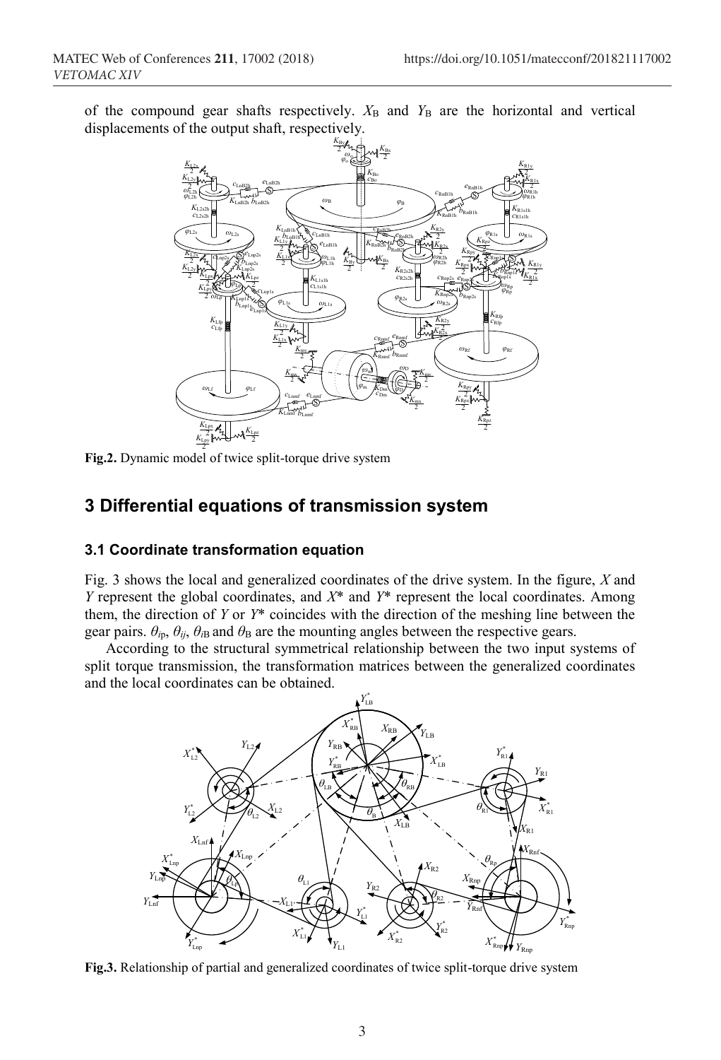of the compound gear shafts respectively. $X_B$ and $Y_B$ are the horizontal and vertical displacements of the output shaft, respectively.

**Fig.2.** Dynamic model of twice split-torque drive system

## 3 Differential equations of transmission system

### 3.1 Coordinate transformation equation

Fig. 3 shows the local and generalized coordinates of the drive system. In the figure, $X$ and $Y$ represent the global coordinates, and $X^*$ and $Y^*$ represent the local coordinates. Among them, the direction of $Y$ or $Y^*$ coincides with the direction of the meshing line between the gear pairs. $\theta_{ip}$, $\theta_{ij}$, $\theta_{iB}$ and $\theta_B$ are the mounting angles between the respective gears.

According to the structural symmetrical relationship between the two input systems of split torque transmission, the transformation matrices between the generalized coordinates and the local coordinates can be obtained.

**Fig.3.** Relationship of partial and generalized coordinates of twice split-torque drive system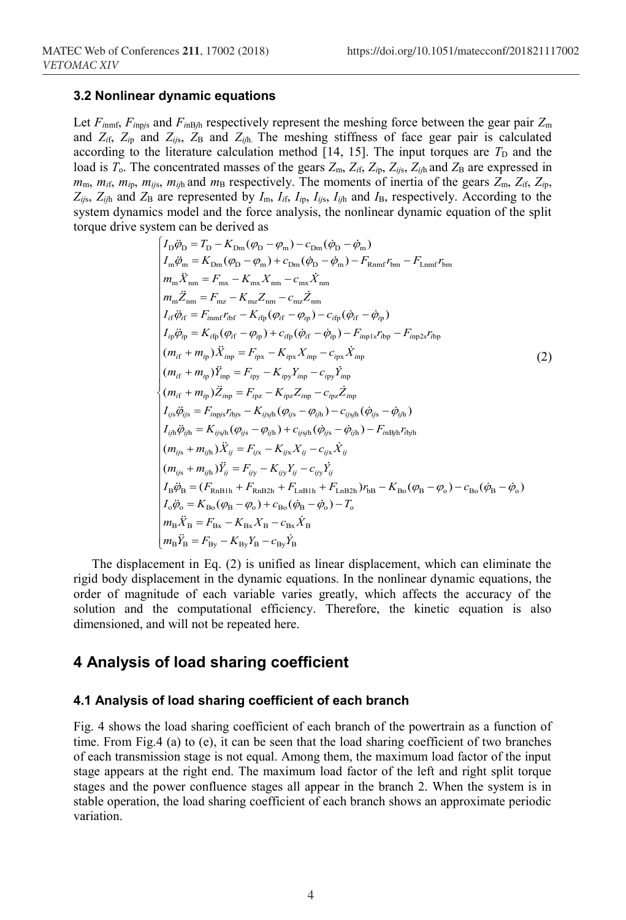### 3.2 Nonlinear dynamic equations

Let $F_{i\mathrm{nmf}}$, $F_{i\mathrm{np}j\mathrm{s}}$ and $F_{i\mathrm{nB}j\mathrm{h}}$ respectively represent the meshing force between the gear pair $Z_{\mathrm{m}}$ and $Z_{i\mathrm{f}}$, $Z_{i\mathrm{p}}$ and $Z_{ij\mathrm{s}}$, $Z_{\mathrm{B}}$ and $Z_{ij\mathrm{h}}$. The meshing stiffness of face gear pair is calculated according to the literature calculation method [14, 15]. The input torques are $T_{\mathrm{D}}$ and the load is $T_{\mathrm{o}}$. The concentrated masses of the gears $Z_{\mathrm{m}}$, $Z_{i\mathrm{f}}$, $Z_{i\mathrm{p}}$, $Z_{ij\mathrm{s}}$, $Z_{ij\mathrm{h}}$ and $Z_{\mathrm{B}}$ are expressed in $m_{\mathrm{m}}$, $m_{i\mathrm{f}}$, $m_{i\mathrm{p}}$, $m_{ij\mathrm{s}}$, $m_{ij\mathrm{h}}$ and $m_{\mathrm{B}}$ respectively. The moments of inertia of the gears $Z_{\mathrm{m}}$, $Z_{i\mathrm{f}}$, $Z_{i\mathrm{p}}$, $Z_{ij\mathrm{s}}$, $Z_{ij\mathrm{h}}$ and $Z_{\mathrm{B}}$ are represented by $I_{\mathrm{m}}$, $I_{i\mathrm{f}}$, $I_{i\mathrm{p}}$, $I_{ij\mathrm{s}}$, $I_{ij\mathrm{h}}$ and $I_{\mathrm{B}}$, respectively. According to the system dynamics model and the force analysis, the nonlinear dynamic equation of the split torque drive system can be derived as

$$
\begin{cases}
I_{\mathrm{D}}\ddot{\varphi}_{\mathrm{D}} = T_{\mathrm{D}} - K_{\mathrm{Dm}}(\varphi_{\mathrm{D}} - \varphi_{\mathrm{m}}) - c_{\mathrm{Dm}}(\dot{\varphi}_{\mathrm{D}} - \dot{\varphi}_{\mathrm{m}}) \\
I_{\mathrm{m}}\ddot{\varphi}_{\mathrm{m}} = K_{\mathrm{Dm}}(\varphi_{\mathrm{D}} - \varphi_{\mathrm{m}}) + c_{\mathrm{Dm}}(\dot{\varphi}_{\mathrm{D}} - \dot{\varphi}_{\mathrm{m}}) - F_{\mathrm{Rnmf}}r_{\mathrm{bm}} - F_{\mathrm{Lnmf}}r_{\mathrm{bm}} \\
m_{\mathrm{m}}\ddot{X}_{\mathrm{nm}} = F_{\mathrm{mx}} - K_{\mathrm{mx}}X_{\mathrm{nm}} - c_{\mathrm{mx}}\dot{X}_{\mathrm{nm}} \\
m_{\mathrm{m}}\ddot{Z}_{\mathrm{nm}} = F_{\mathrm{mz}} - K_{\mathrm{mz}}Z_{\mathrm{nm}} - c_{\mathrm{mz}}\dot{Z}_{\mathrm{nm}} \\
I_{i\mathrm{f}}\ddot{\varphi}_{i\mathrm{f}} = F_{i\mathrm{nmf}}r_{i\mathrm{bf}} - K_{i\mathrm{fp}}(\varphi_{i\mathrm{f}} - \varphi_{i\mathrm{p}}) - c_{i\mathrm{fp}}(\dot{\varphi}_{i\mathrm{f}} - \dot{\varphi}_{i\mathrm{p}}) \\
I_{i\mathrm{p}}\ddot{\varphi}_{i\mathrm{p}} = K_{i\mathrm{fp}}(\varphi_{i\mathrm{f}} - \varphi_{i\mathrm{p}}) + c_{i\mathrm{fp}}(\dot{\varphi}_{i\mathrm{f}} - \dot{\varphi}_{i\mathrm{p}}) - F_{i\mathrm{np1s}}r_{i\mathrm{bp}} - F_{i\mathrm{np2s}}r_{i\mathrm{bp}} \\
(m_{i\mathrm{f}} + m_{i\mathrm{p}})\ddot{X}_{i\mathrm{np}} = F_{i\mathrm{px}} - K_{i\mathrm{px}}X_{i\mathrm{np}} - c_{i\mathrm{px}}\dot{X}_{i\mathrm{np}} \\
(m_{i\mathrm{f}} + m_{i\mathrm{p}})\ddot{Y}_{i\mathrm{np}} = F_{i\mathrm{py}} - K_{i\mathrm{py}}Y_{i\mathrm{np}} - c_{i\mathrm{py}}\dot{Y}_{i\mathrm{np}} \\
(m_{i\mathrm{f}} + m_{i\mathrm{p}})\ddot{Z}_{i\mathrm{np}} = F_{i\mathrm{pz}} - K_{i\mathrm{pz}}Z_{i\mathrm{np}} - c_{i\mathrm{pz}}\dot{Z}_{i\mathrm{np}} \\
I_{ij\mathrm{s}}\ddot{\varphi}_{ij\mathrm{s}} = F_{i\mathrm{np}j\mathrm{s}}r_{i\mathrm{b}j\mathrm{s}} - K_{ij\mathrm{s}j\mathrm{h}}(\varphi_{ij\mathrm{s}} - \varphi_{ij\mathrm{h}}) - c_{ij\mathrm{s}j\mathrm{h}}(\dot{\varphi}_{ij\mathrm{s}} - \dot{\varphi}_{ij\mathrm{h}}) \\
I_{ij\mathrm{h}}\ddot{\varphi}_{ij\mathrm{h}} = K_{ij\mathrm{s}j\mathrm{h}}(\varphi_{ij\mathrm{s}} - \varphi_{ij\mathrm{h}}) + c_{ij\mathrm{s}j\mathrm{h}}(\dot{\varphi}_{ij\mathrm{s}} - \dot{\varphi}_{ij\mathrm{h}}) - F_{i\mathrm{nB}j\mathrm{h}}r_{i\mathrm{b}j\mathrm{h}} \\
(m_{ij\mathrm{s}} + m_{ij\mathrm{h}})\ddot{X}_{ij} = F_{ij\mathrm{x}} - K_{ij\mathrm{x}}X_{ij} - c_{ij\mathrm{x}}\dot{X}_{ij} \\
(m_{ij\mathrm{s}} + m_{ij\mathrm{h}})\ddot{Y}_{ij} = F_{ij\mathrm{y}} - K_{ij\mathrm{y}}Y_{ij} - c_{ij\mathrm{y}}\dot{Y}_{ij} \\
I_{\mathrm{B}}\ddot{\varphi}_{\mathrm{B}} = (F_{\mathrm{RnB1h}} + F_{\mathrm{RnB2h}} + F_{\mathrm{LnB1h}} + F_{\mathrm{LnB2h}})r_{\mathrm{bB}} - K_{\mathrm{Bo}}(\varphi_{\mathrm{B}} - \varphi_{\mathrm{o}}) - c_{\mathrm{Bo}}(\dot{\varphi}_{\mathrm{B}} - \dot{\varphi}_{\mathrm{o}}) \\
I_{\mathrm{o}}\ddot{\varphi}_{\mathrm{o}} = K_{\mathrm{Bo}}(\varphi_{\mathrm{B}} - \varphi_{\mathrm{o}}) + c_{\mathrm{Bo}}(\dot{\varphi}_{\mathrm{B}} - \dot{\varphi}_{\mathrm{o}}) - T_{\mathrm{o}} \\
m_{\mathrm{B}}\ddot{X}_{\mathrm{B}} = F_{\mathrm{Bx}} - K_{\mathrm{Bx}}X_{\mathrm{B}} - c_{\mathrm{Bx}}\dot{X}_{\mathrm{B}} \\
m_{\mathrm{B}}\ddot{Y}_{\mathrm{B}} = F_{\mathrm{By}} - K_{\mathrm{By}}Y_{\mathrm{B}} - c_{\mathrm{By}}\dot{Y}_{\mathrm{B}}
\end{cases}
\tag{2}
$$

The displacement in Eq. (2) is unified as linear displacement, which can eliminate the rigid body displacement in the dynamic equations. In the nonlinear dynamic equations, the order of magnitude of each variable varies greatly, which affects the accuracy of the solution and the computational efficiency. Therefore, the kinetic equation is also dimensioned, and will not be repeated here.

## 4 Analysis of load sharing coefficient

### 4.1 Analysis of load sharing coefficient of each branch

Fig. 4 shows the load sharing coefficient of each branch of the powertrain as a function of time. From Fig.4 (a) to (e), it can be seen that the load sharing coefficient of two branches of each transmission stage is not equal. Among them, the maximum load factor of the input stage appears at the right end. The maximum load factor of the left and right split torque stages and the power confluence stages all appear in the branch 2. When the system is in stable operation, the load sharing coefficient of each branch shows an approximate periodic variation.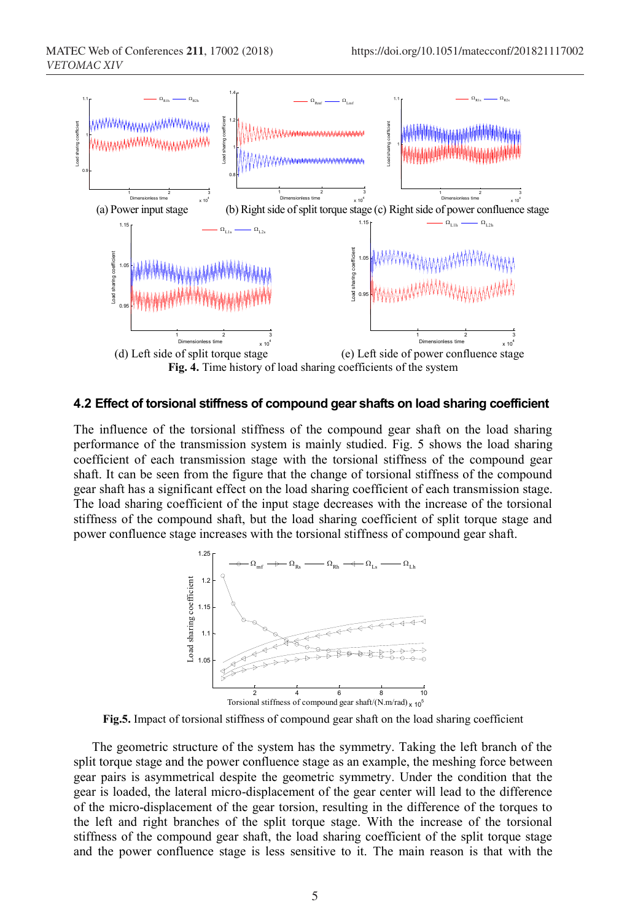(a) Power input stage (b) Right side of split torque stage (c) Right side of power confluence stage

(d) Left side of split torque stage (e) Left side of power confluence stage

**Fig. 4.** Time history of load sharing coefficients of the system

### 4.2 Effect of torsional stiffness of compound gear shafts on load sharing coefficient

The influence of the torsional stiffness of the compound gear shaft on the load sharing performance of the transmission system is mainly studied. Fig. 5 shows the load sharing coefficient of each transmission stage with the torsional stiffness of the compound gear shaft. It can be seen from the figure that the change of torsional stiffness of the compound gear shaft has a significant effect on the load sharing coefficient of each transmission stage. The load sharing coefficient of the input stage decreases with the increase of the torsional stiffness of the compound shaft, but the load sharing coefficient of split torque stage and power confluence stage increases with the torsional stiffness of compound gear shaft.

**Fig.5.** Impact of torsional stiffness of compound gear shaft on the load sharing coefficient

The geometric structure of the system has the symmetry. Taking the left branch of the split torque stage and the power confluence stage as an example, the meshing force between gear pairs is asymmetrical despite the geometric symmetry. Under the condition that the gear is loaded, the lateral micro-displacement of the gear center will lead to the difference of the micro-displacement of the gear torsion, resulting in the difference of the torques to the left and right branches of the split torque stage. With the increase of the torsional stiffness of the compound gear shaft, the load sharing coefficient of the split torque stage and the power confluence stage is less sensitive to it. The main reason is that with the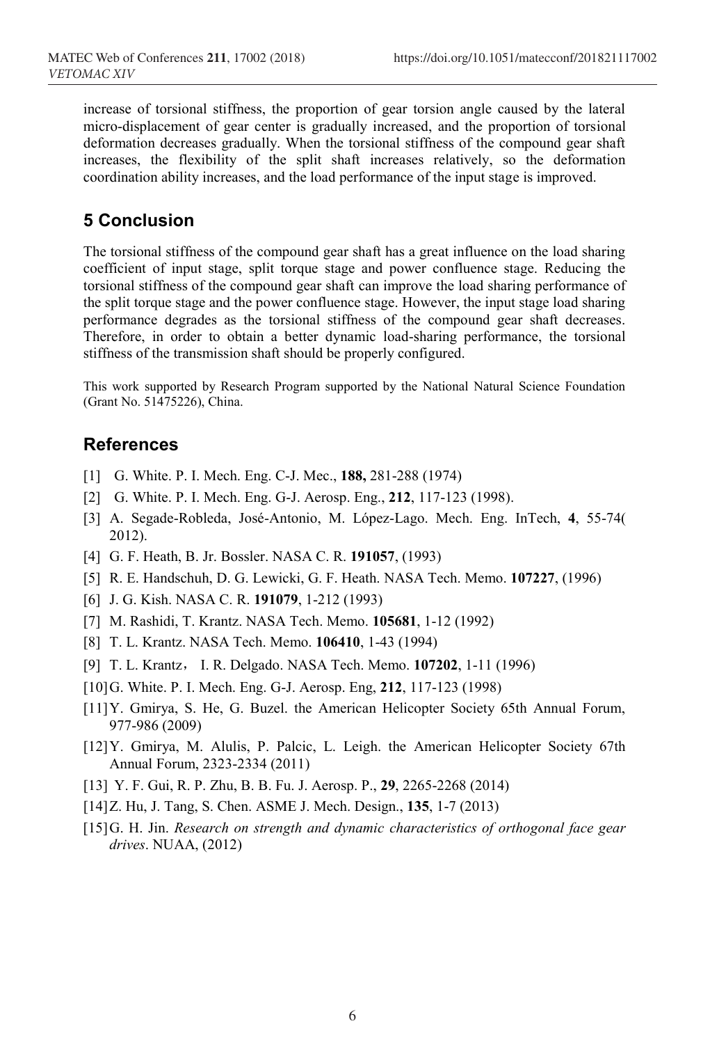increase of torsional stiffness, the proportion of gear torsion angle caused by the lateral micro-displacement of gear center is gradually increased, and the proportion of torsional deformation decreases gradually. When the torsional stiffness of the compound gear shaft increases, the flexibility of the split shaft increases relatively, so the deformation coordination ability increases, and the load performance of the input stage is improved.

## 5 Conclusion

The torsional stiffness of the compound gear shaft has a great influence on the load sharing coefficient of input stage, split torque stage and power confluence stage. Reducing the torsional stiffness of the compound gear shaft can improve the load sharing performance of the split torque stage and the power confluence stage. However, the input stage load sharing performance degrades as the torsional stiffness of the compound gear shaft decreases. Therefore, in order to obtain a better dynamic load-sharing performance, the torsional stiffness of the transmission shaft should be properly configured.

This work supported by Research Program supported by the National Natural Science Foundation (Grant No. 51475226), China.

## References

[1] G. White. P. I. Mech. Eng. C-J. Mec., **188,** 281-288 (1974)

[2] G. White. P. I. Mech. Eng. G-J. Aerosp. Eng., **212**, 117-123 (1998).

[3] A. Segade-Robleda, José-Antonio, M. López-Lago. Mech. Eng. InTech, **4**, 55-74( 2012).

[4] G. F. Heath, B. Jr. Bossler. NASA C. R. **191057**, (1993)

[5] R. E. Handschuh, D. G. Lewicki, G. F. Heath. NASA Tech. Memo. **107227**, (1996)

[6] J. G. Kish. NASA C. R. **191079**, 1-212 (1993)

[7] M. Rashidi, T. Krantz. NASA Tech. Memo. **105681**, 1-12 (1992)

[8] T. L. Krantz. NASA Tech. Memo. **106410**, 1-43 (1994)

[9] T. L. Krantz， I. R. Delgado. NASA Tech. Memo. **107202**, 1-11 (1996)

[10] G. White. P. I. Mech. Eng. G-J. Aerosp. Eng, **212**, 117-123 (1998)

[11] Y. Gmirya, S. He, G. Buzel. the American Helicopter Society 65th Annual Forum, 977-986 (2009)

[12] Y. Gmirya, M. Alulis, P. Palcic, L. Leigh. the American Helicopter Society 67th Annual Forum, 2323-2334 (2011)

[13] Y. F. Gui, R. P. Zhu, B. B. Fu. J. Aerosp. P., **29**, 2265-2268 (2014)

[14] Z. Hu, J. Tang, S. Chen. ASME J. Mech. Design., **135**, 1-7 (2013)

[15] G. H. Jin. *Research on strength and dynamic characteristics of orthogonal face gear drives*. NUAA, (2012)